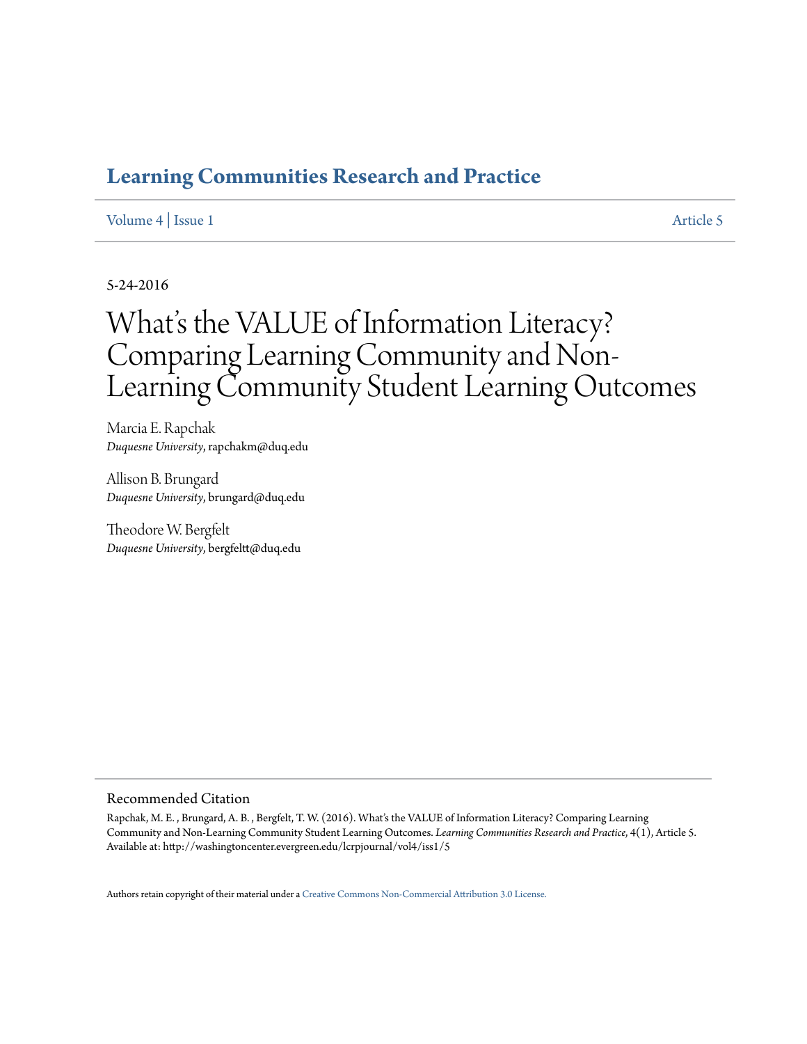**Learning Communities Research and Practice**

Volume 4 | Issue 1 — Article 5

5-24-2016

# What's the VALUE of Information Literacy? Comparing Learning Community and Non-Learning Community Student Learning Outcomes

Marcia E. Rapchak
*Duquesne University*, rapchakm@duq.edu

Allison B. Brungard
*Duquesne University*, brungard@duq.edu

Theodore W. Bergfelt
*Duquesne University*, bergfeltt@duq.edu

## Recommended Citation

Rapchak, M. E. , Brungard, A. B. , Bergfelt, T. W. (2016). What's the VALUE of Information Literacy? Comparing Learning Community and Non-Learning Community Student Learning Outcomes. *Learning Communities Research and Practice*, 4(1), Article 5.
Available at: http://washingtoncenter.evergreen.edu/lcrpjournal/vol4/iss1/5

Authors retain copyright of their material under a Creative Commons Non-Commercial Attribution 3.0 License.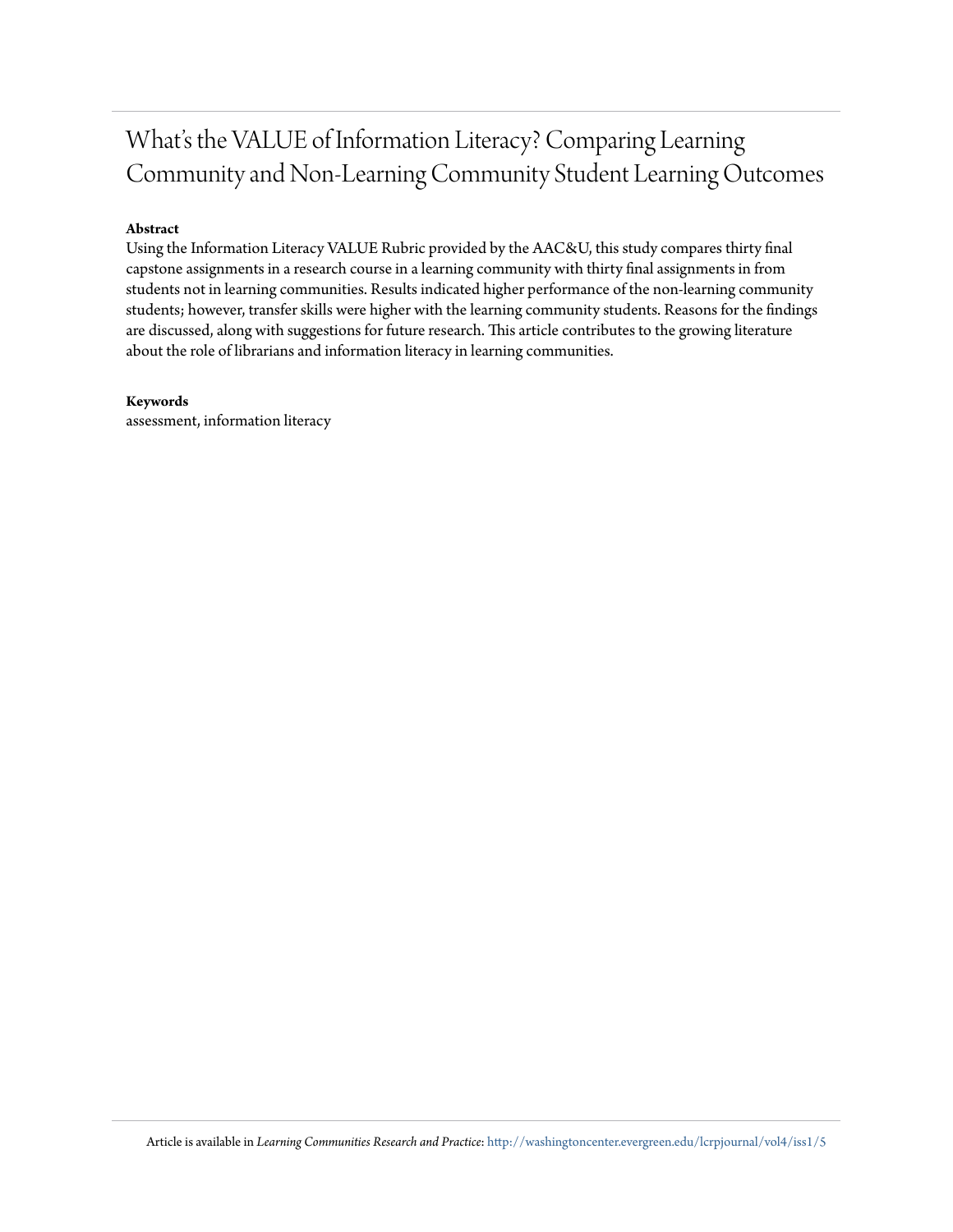# What's the VALUE of Information Literacy? Comparing Learning Community and Non-Learning Community Student Learning Outcomes

**Abstract**

Using the Information Literacy VALUE Rubric provided by the AAC&U, this study compares thirty final capstone assignments in a research course in a learning community with thirty final assignments in from students not in learning communities. Results indicated higher performance of the non-learning community students; however, transfer skills were higher with the learning community students. Reasons for the findings are discussed, along with suggestions for future research. This article contributes to the growing literature about the role of librarians and information literacy in learning communities.

**Keywords**

assessment, information literacy

Article is available in *Learning Communities Research and Practice*: http://washingtoncenter.evergreen.edu/lcrpjournal/vol4/iss1/5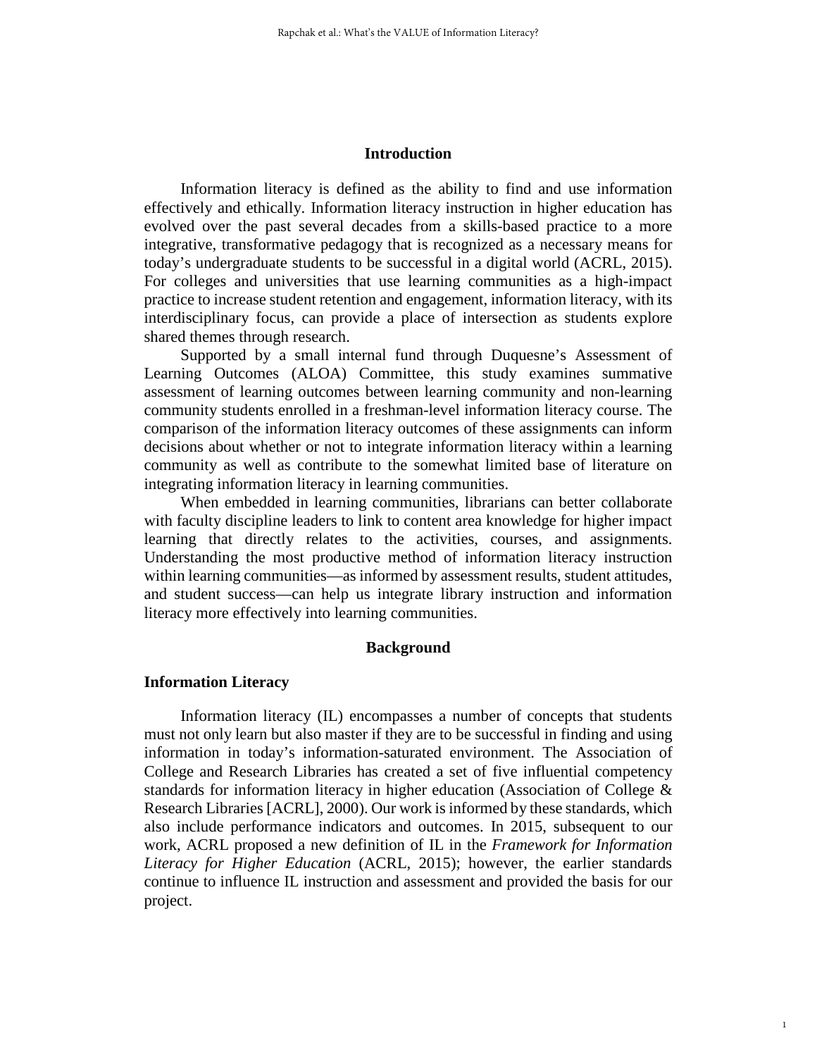## Introduction

Information literacy is defined as the ability to find and use information effectively and ethically. Information literacy instruction in higher education has evolved over the past several decades from a skills-based practice to a more integrative, transformative pedagogy that is recognized as a necessary means for today's undergraduate students to be successful in a digital world (ACRL, 2015). For colleges and universities that use learning communities as a high-impact practice to increase student retention and engagement, information literacy, with its interdisciplinary focus, can provide a place of intersection as students explore shared themes through research.

Supported by a small internal fund through Duquesne's Assessment of Learning Outcomes (ALOA) Committee, this study examines summative assessment of learning outcomes between learning community and non-learning community students enrolled in a freshman-level information literacy course. The comparison of the information literacy outcomes of these assignments can inform decisions about whether or not to integrate information literacy within a learning community as well as contribute to the somewhat limited base of literature on integrating information literacy in learning communities.

When embedded in learning communities, librarians can better collaborate with faculty discipline leaders to link to content area knowledge for higher impact learning that directly relates to the activities, courses, and assignments. Understanding the most productive method of information literacy instruction within learning communities—as informed by assessment results, student attitudes, and student success—can help us integrate library instruction and information literacy more effectively into learning communities.

## Background

### Information Literacy

Information literacy (IL) encompasses a number of concepts that students must not only learn but also master if they are to be successful in finding and using information in today's information-saturated environment. The Association of College and Research Libraries has created a set of five influential competency standards for information literacy in higher education (Association of College & Research Libraries [ACRL], 2000). Our work is informed by these standards, which also include performance indicators and outcomes. In 2015, subsequent to our work, ACRL proposed a new definition of IL in the *Framework for Information Literacy for Higher Education* (ACRL, 2015); however, the earlier standards continue to influence IL instruction and assessment and provided the basis for our project.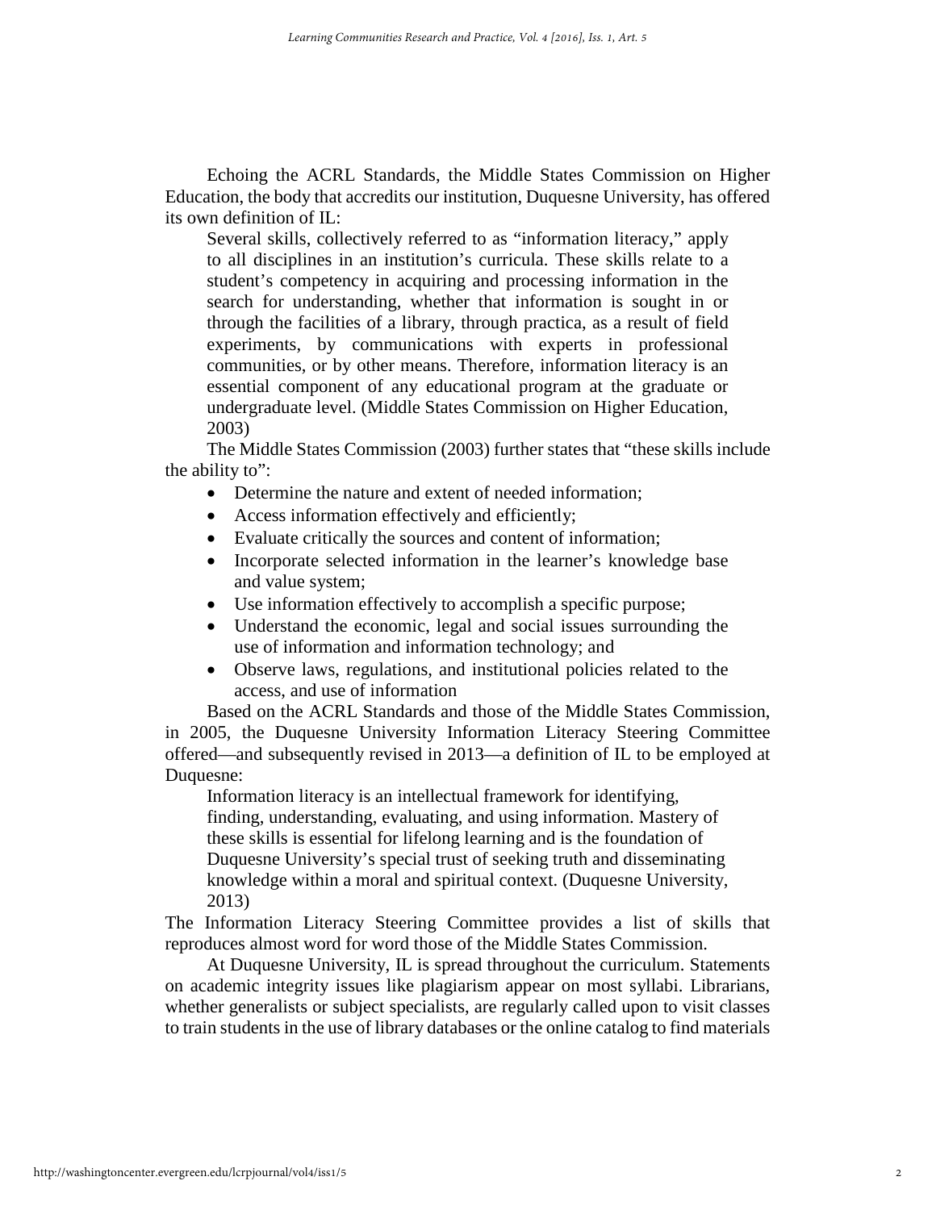Echoing the ACRL Standards, the Middle States Commission on Higher Education, the body that accredits our institution, Duquesne University, has offered its own definition of IL:

> Several skills, collectively referred to as "information literacy," apply to all disciplines in an institution's curricula. These skills relate to a student's competency in acquiring and processing information in the search for understanding, whether that information is sought in or through the facilities of a library, through practica, as a result of field experiments, by communications with experts in professional communities, or by other means. Therefore, information literacy is an essential component of any educational program at the graduate or undergraduate level. (Middle States Commission on Higher Education, 2003)

The Middle States Commission (2003) further states that "these skills include the ability to":

- Determine the nature and extent of needed information;
- Access information effectively and efficiently;
- Evaluate critically the sources and content of information;
- Incorporate selected information in the learner's knowledge base and value system;
- Use information effectively to accomplish a specific purpose;
- Understand the economic, legal and social issues surrounding the use of information and information technology; and
- Observe laws, regulations, and institutional policies related to the access, and use of information

Based on the ACRL Standards and those of the Middle States Commission, in 2005, the Duquesne University Information Literacy Steering Committee offered—and subsequently revised in 2013—a definition of IL to be employed at Duquesne:

> Information literacy is an intellectual framework for identifying, finding, understanding, evaluating, and using information. Mastery of these skills is essential for lifelong learning and is the foundation of Duquesne University's special trust of seeking truth and disseminating knowledge within a moral and spiritual context. (Duquesne University, 2013)

The Information Literacy Steering Committee provides a list of skills that reproduces almost word for word those of the Middle States Commission.

At Duquesne University, IL is spread throughout the curriculum. Statements on academic integrity issues like plagiarism appear on most syllabi. Librarians, whether generalists or subject specialists, are regularly called upon to visit classes to train students in the use of library databases or the online catalog to find materials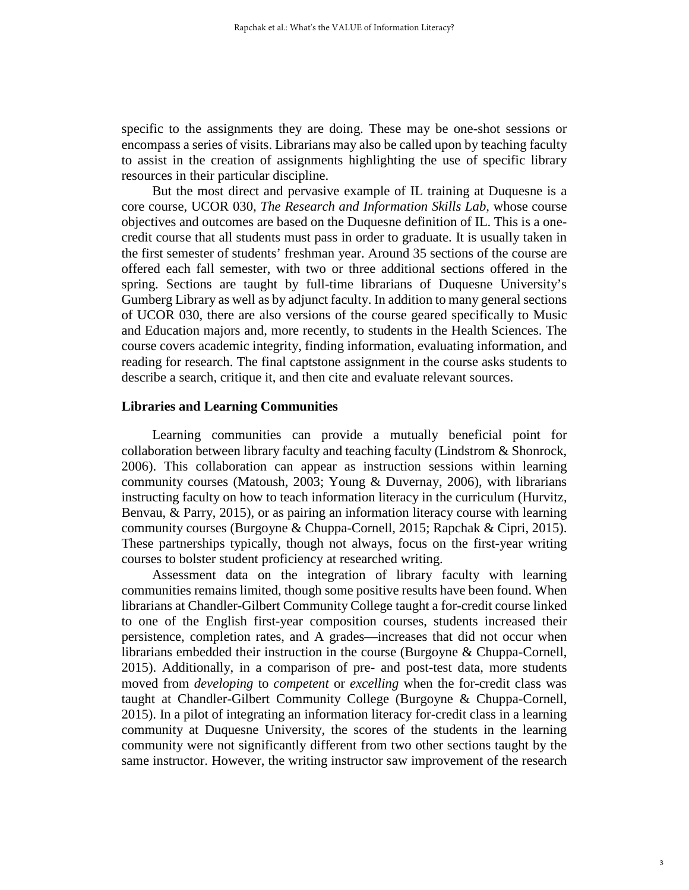specific to the assignments they are doing. These may be one-shot sessions or encompass a series of visits. Librarians may also be called upon by teaching faculty to assist in the creation of assignments highlighting the use of specific library resources in their particular discipline.

But the most direct and pervasive example of IL training at Duquesne is a core course, UCOR 030, *The Research and Information Skills Lab,* whose course objectives and outcomes are based on the Duquesne definition of IL. This is a one-credit course that all students must pass in order to graduate. It is usually taken in the first semester of students' freshman year. Around 35 sections of the course are offered each fall semester, with two or three additional sections offered in the spring. Sections are taught by full-time librarians of Duquesne University's Gumberg Library as well as by adjunct faculty. In addition to many general sections of UCOR 030, there are also versions of the course geared specifically to Music and Education majors and, more recently, to students in the Health Sciences. The course covers academic integrity, finding information, evaluating information, and reading for research. The final captstone assignment in the course asks students to describe a search, critique it, and then cite and evaluate relevant sources.

### Libraries and Learning Communities

Learning communities can provide a mutually beneficial point for collaboration between library faculty and teaching faculty (Lindstrom & Shonrock, 2006). This collaboration can appear as instruction sessions within learning community courses (Matoush, 2003; Young & Duvernay, 2006), with librarians instructing faculty on how to teach information literacy in the curriculum (Hurvitz, Benvau, & Parry, 2015), or as pairing an information literacy course with learning community courses (Burgoyne & Chuppa-Cornell, 2015; Rapchak & Cipri, 2015). These partnerships typically, though not always, focus on the first-year writing courses to bolster student proficiency at researched writing.

Assessment data on the integration of library faculty with learning communities remains limited, though some positive results have been found. When librarians at Chandler-Gilbert Community College taught a for-credit course linked to one of the English first-year composition courses, students increased their persistence, completion rates, and A grades—increases that did not occur when librarians embedded their instruction in the course (Burgoyne & Chuppa-Cornell, 2015). Additionally, in a comparison of pre- and post-test data, more students moved from *developing* to *competent* or *excelling* when the for-credit class was taught at Chandler-Gilbert Community College (Burgoyne & Chuppa-Cornell, 2015). In a pilot of integrating an information literacy for-credit class in a learning community at Duquesne University, the scores of the students in the learning community were not significantly different from two other sections taught by the same instructor. However, the writing instructor saw improvement of the research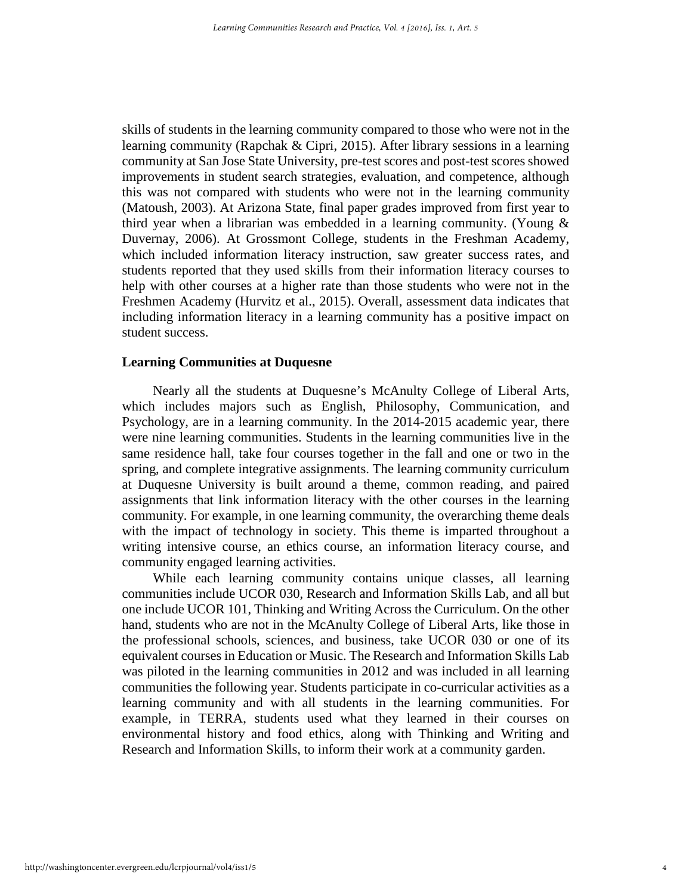skills of students in the learning community compared to those who were not in the learning community (Rapchak & Cipri, 2015). After library sessions in a learning community at San Jose State University, pre-test scores and post-test scores showed improvements in student search strategies, evaluation, and competence, although this was not compared with students who were not in the learning community (Matoush, 2003). At Arizona State, final paper grades improved from first year to third year when a librarian was embedded in a learning community. (Young & Duvernay, 2006). At Grossmont College, students in the Freshman Academy, which included information literacy instruction, saw greater success rates, and students reported that they used skills from their information literacy courses to help with other courses at a higher rate than those students who were not in the Freshmen Academy (Hurvitz et al., 2015). Overall, assessment data indicates that including information literacy in a learning community has a positive impact on student success.

## Learning Communities at Duquesne

Nearly all the students at Duquesne's McAnulty College of Liberal Arts, which includes majors such as English, Philosophy, Communication, and Psychology, are in a learning community. In the 2014-2015 academic year, there were nine learning communities. Students in the learning communities live in the same residence hall, take four courses together in the fall and one or two in the spring, and complete integrative assignments. The learning community curriculum at Duquesne University is built around a theme, common reading, and paired assignments that link information literacy with the other courses in the learning community. For example, in one learning community, the overarching theme deals with the impact of technology in society. This theme is imparted throughout a writing intensive course, an ethics course, an information literacy course, and community engaged learning activities.

While each learning community contains unique classes, all learning communities include UCOR 030, Research and Information Skills Lab, and all but one include UCOR 101, Thinking and Writing Across the Curriculum. On the other hand, students who are not in the McAnulty College of Liberal Arts, like those in the professional schools, sciences, and business, take UCOR 030 or one of its equivalent courses in Education or Music. The Research and Information Skills Lab was piloted in the learning communities in 2012 and was included in all learning communities the following year. Students participate in co-curricular activities as a learning community and with all students in the learning communities. For example, in TERRA, students used what they learned in their courses on environmental history and food ethics, along with Thinking and Writing and Research and Information Skills, to inform their work at a community garden.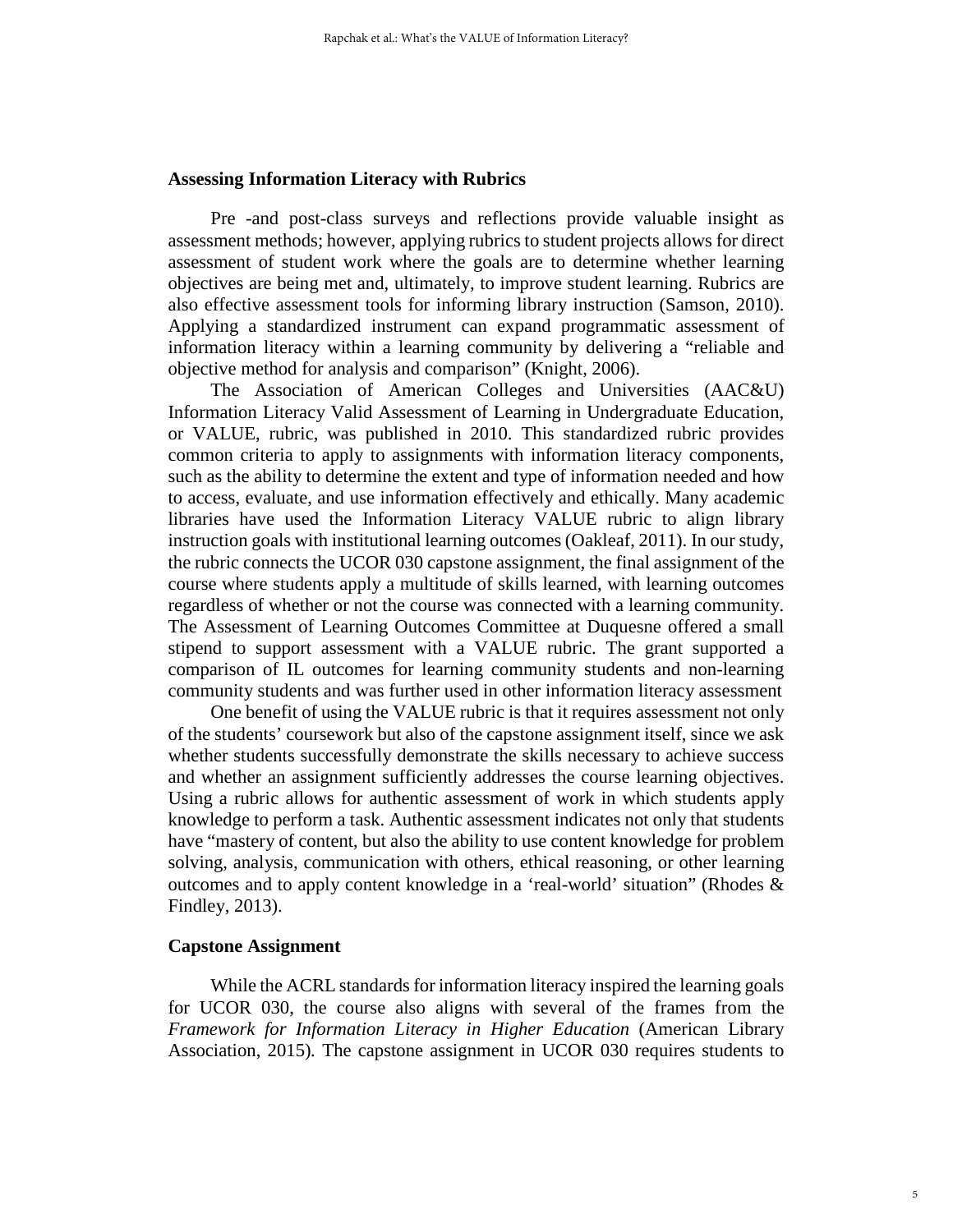## Assessing Information Literacy with Rubrics

Pre -and post-class surveys and reflections provide valuable insight as assessment methods; however, applying rubrics to student projects allows for direct assessment of student work where the goals are to determine whether learning objectives are being met and, ultimately, to improve student learning. Rubrics are also effective assessment tools for informing library instruction (Samson, 2010). Applying a standardized instrument can expand programmatic assessment of information literacy within a learning community by delivering a "reliable and objective method for analysis and comparison" (Knight, 2006).

The Association of American Colleges and Universities (AAC&U) Information Literacy Valid Assessment of Learning in Undergraduate Education, or VALUE, rubric, was published in 2010. This standardized rubric provides common criteria to apply to assignments with information literacy components, such as the ability to determine the extent and type of information needed and how to access, evaluate, and use information effectively and ethically. Many academic libraries have used the Information Literacy VALUE rubric to align library instruction goals with institutional learning outcomes (Oakleaf, 2011). In our study, the rubric connects the UCOR 030 capstone assignment, the final assignment of the course where students apply a multitude of skills learned, with learning outcomes regardless of whether or not the course was connected with a learning community. The Assessment of Learning Outcomes Committee at Duquesne offered a small stipend to support assessment with a VALUE rubric. The grant supported a comparison of IL outcomes for learning community students and non-learning community students and was further used in other information literacy assessment

One benefit of using the VALUE rubric is that it requires assessment not only of the students' coursework but also of the capstone assignment itself, since we ask whether students successfully demonstrate the skills necessary to achieve success and whether an assignment sufficiently addresses the course learning objectives. Using a rubric allows for authentic assessment of work in which students apply knowledge to perform a task. Authentic assessment indicates not only that students have "mastery of content, but also the ability to use content knowledge for problem solving, analysis, communication with others, ethical reasoning, or other learning outcomes and to apply content knowledge in a 'real-world' situation" (Rhodes & Findley, 2013).

## Capstone Assignment

While the ACRL standards for information literacy inspired the learning goals for UCOR 030, the course also aligns with several of the frames from the *Framework for Information Literacy in Higher Education* (American Library Association, 2015). The capstone assignment in UCOR 030 requires students to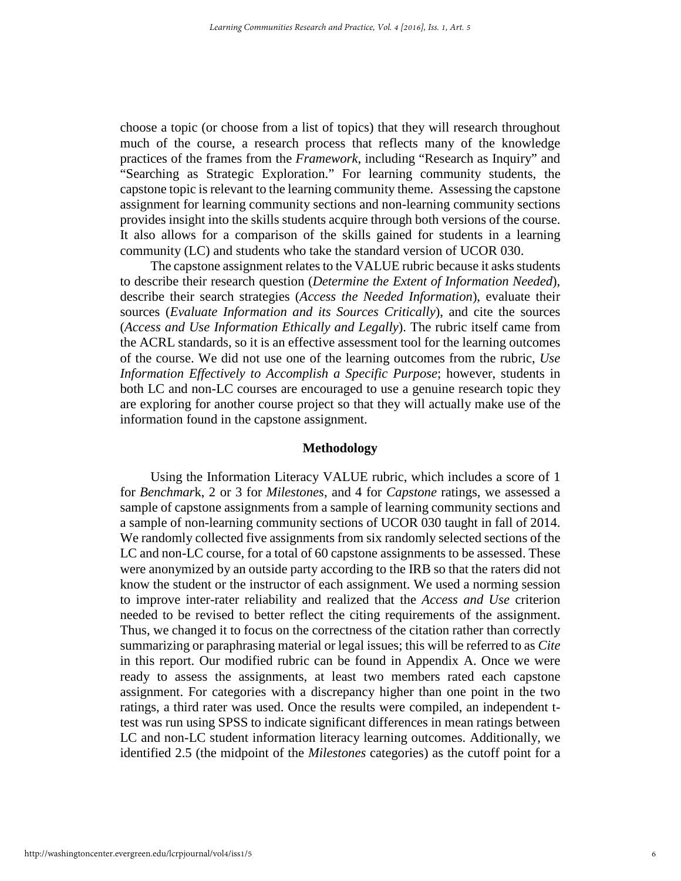choose a topic (or choose from a list of topics) that they will research throughout much of the course, a research process that reflects many of the knowledge practices of the frames from the *Framework*, including "Research as Inquiry" and "Searching as Strategic Exploration." For learning community students, the capstone topic is relevant to the learning community theme. Assessing the capstone assignment for learning community sections and non-learning community sections provides insight into the skills students acquire through both versions of the course. It also allows for a comparison of the skills gained for students in a learning community (LC) and students who take the standard version of UCOR 030.

The capstone assignment relates to the VALUE rubric because it asks students to describe their research question (*Determine the Extent of Information Needed*), describe their search strategies (*Access the Needed Information*), evaluate their sources (*Evaluate Information and its Sources Critically*), and cite the sources (*Access and Use Information Ethically and Legally*). The rubric itself came from the ACRL standards, so it is an effective assessment tool for the learning outcomes of the course. We did not use one of the learning outcomes from the rubric, *Use Information Effectively to Accomplish a Specific Purpose*; however, students in both LC and non-LC courses are encouraged to use a genuine research topic they are exploring for another course project so that they will actually make use of the information found in the capstone assignment.

## Methodology

Using the Information Literacy VALUE rubric, which includes a score of 1 for *Benchmar*k, 2 or 3 for *Milestones*, and 4 for *Capstone* ratings, we assessed a sample of capstone assignments from a sample of learning community sections and a sample of non-learning community sections of UCOR 030 taught in fall of 2014. We randomly collected five assignments from six randomly selected sections of the LC and non-LC course, for a total of 60 capstone assignments to be assessed. These were anonymized by an outside party according to the IRB so that the raters did not know the student or the instructor of each assignment. We used a norming session to improve inter-rater reliability and realized that the *Access and Use* criterion needed to be revised to better reflect the citing requirements of the assignment. Thus, we changed it to focus on the correctness of the citation rather than correctly summarizing or paraphrasing material or legal issues; this will be referred to as *Cite* in this report. Our modified rubric can be found in Appendix A. Once we were ready to assess the assignments, at least two members rated each capstone assignment. For categories with a discrepancy higher than one point in the two ratings, a third rater was used. Once the results were compiled, an independent t-test was run using SPSS to indicate significant differences in mean ratings between LC and non-LC student information literacy learning outcomes. Additionally, we identified 2.5 (the midpoint of the *Milestones* categories) as the cutoff point for a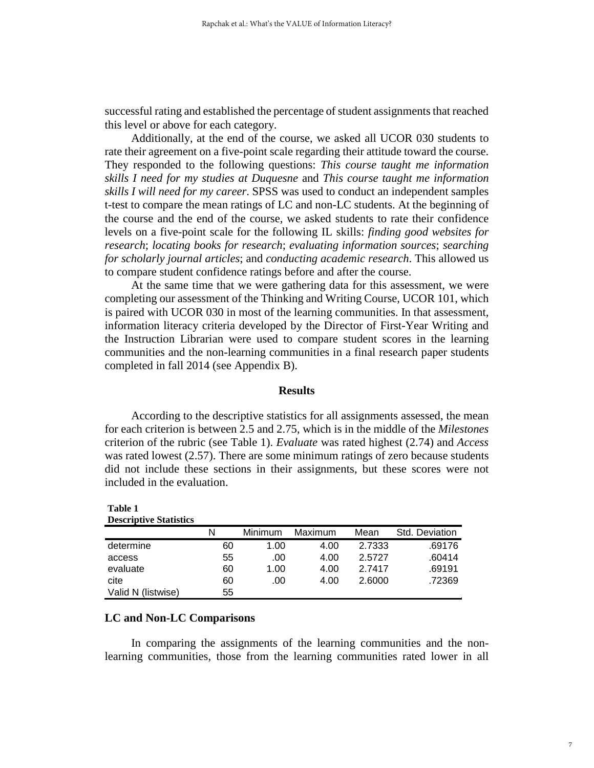successful rating and established the percentage of student assignments that reached this level or above for each category.

Additionally, at the end of the course, we asked all UCOR 030 students to rate their agreement on a five-point scale regarding their attitude toward the course. They responded to the following questions: *This course taught me information skills I need for my studies at Duquesne* and *This course taught me information skills I will need for my career*. SPSS was used to conduct an independent samples t-test to compare the mean ratings of LC and non-LC students. At the beginning of the course and the end of the course, we asked students to rate their confidence levels on a five-point scale for the following IL skills: *finding good websites for research*; *locating books for research*; *evaluating information sources*; *searching for scholarly journal articles*; and *conducting academic research*. This allowed us to compare student confidence ratings before and after the course.

At the same time that we were gathering data for this assessment, we were completing our assessment of the Thinking and Writing Course, UCOR 101, which is paired with UCOR 030 in most of the learning communities. In that assessment, information literacy criteria developed by the Director of First-Year Writing and the Instruction Librarian were used to compare student scores in the learning communities and the non-learning communities in a final research paper students completed in fall 2014 (see Appendix B).

## Results

According to the descriptive statistics for all assignments assessed, the mean for each criterion is between 2.5 and 2.75, which is in the middle of the *Milestones* criterion of the rubric (see Table 1). *Evaluate* was rated highest (2.74) and *Access* was rated lowest (2.57). There are some minimum ratings of zero because students did not include these sections in their assignments, but these scores were not included in the evaluation.

**Table 1**
**Descriptive Statistics**

| | N | Minimum | Maximum | Mean | Std. Deviation |
|---|---|---|---|---|---|
| determine | 60 | 1.00 | 4.00 | 2.7333 | .69176 |
| access | 55 | .00 | 4.00 | 2.5727 | .60414 |
| evaluate | 60 | 1.00 | 4.00 | 2.7417 | .69191 |
| cite | 60 | .00 | 4.00 | 2.6000 | .72369 |
| Valid N (listwise) | 55 | | | | |

### LC and Non-LC Comparisons

In comparing the assignments of the learning communities and the non-learning communities, those from the learning communities rated lower in all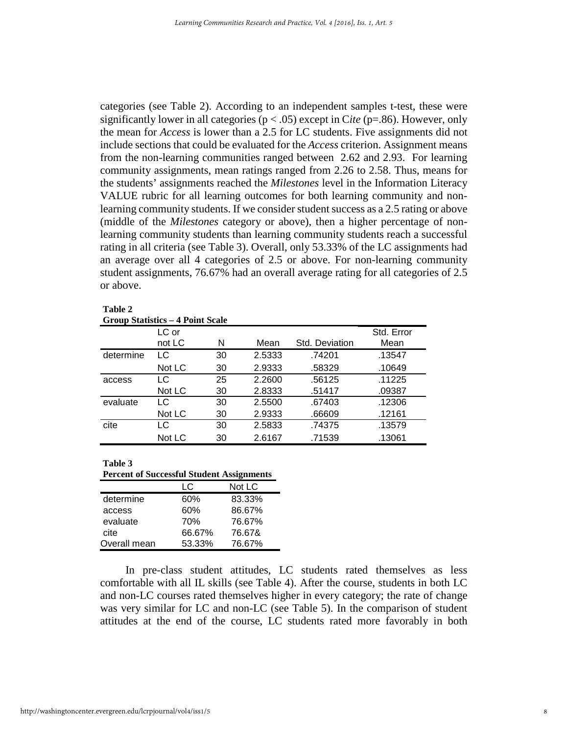categories (see Table 2). According to an independent samples t-test, these were significantly lower in all categories ($p < .05$) except in C*ite* (p=.86). However, only the mean for *Access* is lower than a 2.5 for LC students. Five assignments did not include sections that could be evaluated for the *Access* criterion. Assignment means from the non-learning communities ranged between 2.62 and 2.93. For learning community assignments, mean ratings ranged from 2.26 to 2.58. Thus, means for the students' assignments reached the *Milestones* level in the Information Literacy VALUE rubric for all learning outcomes for both learning community and non-learning community students. If we consider student success as a 2.5 rating or above (middle of the *Milestones* category or above), then a higher percentage of non-learning community students than learning community students reach a successful rating in all criteria (see Table 3). Overall, only 53.33% of the LC assignments had an average over all 4 categories of 2.5 or above. For non-learning community student assignments, 76.67% had an overall average rating for all categories of 2.5 or above.

**Table 2**
**Group Statistics – 4 Point Scale**

| | LC or not LC | N | Mean | Std. Deviation | Std. Error Mean |
|---|---|---|---|---|---|
| determine | LC | 30 | 2.5333 | .74201 | .13547 |
| | Not LC | 30 | 2.9333 | .58329 | .10649 |
| access | LC | 25 | 2.2600 | .56125 | .11225 |
| | Not LC | 30 | 2.8333 | .51417 | .09387 |
| evaluate | LC | 30 | 2.5500 | .67403 | .12306 |
| | Not LC | 30 | 2.9333 | .66609 | .12161 |
| cite | LC | 30 | 2.5833 | .74375 | .13579 |
| | Not LC | 30 | 2.6167 | .71539 | .13061 |

**Table 3**
**Percent of Successful Student Assignments**

| | LC | Not LC |
|---|---|---|
| determine | 60% | 83.33% |
| access | 60% | 86.67% |
| evaluate | 70% | 76.67% |
| cite | 66.67% | 76.67& |
| Overall mean | 53.33% | 76.67% |

In pre-class student attitudes, LC students rated themselves as less comfortable with all IL skills (see Table 4). After the course, students in both LC and non-LC courses rated themselves higher in every category; the rate of change was very similar for LC and non-LC (see Table 5). In the comparison of student attitudes at the end of the course, LC students rated more favorably in both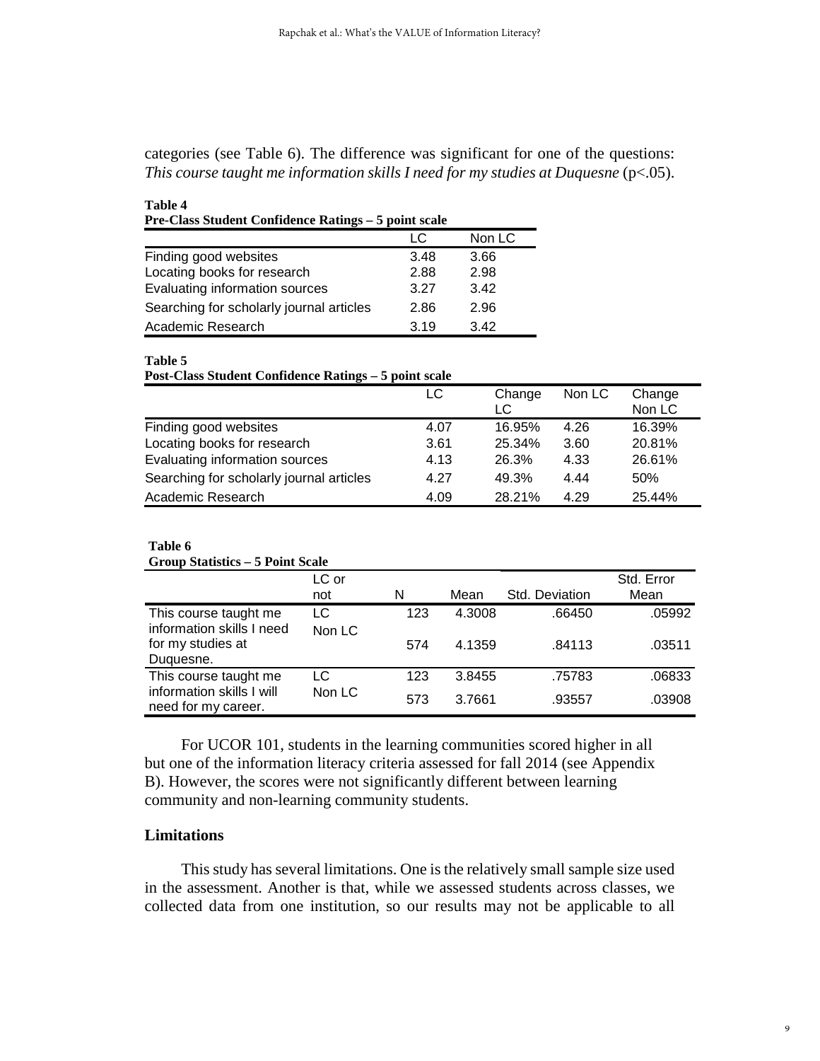categories (see Table 6). The difference was significant for one of the questions: *This course taught me information skills I need for my studies at Duquesne* ($p<.05$).

**Table 4**
**Pre-Class Student Confidence Ratings – 5 point scale**

| | LC | Non LC |
|---|---|---|
| Finding good websites | 3.48 | 3.66 |
| Locating books for research | 2.88 | 2.98 |
| Evaluating information sources | 3.27 | 3.42 |
| Searching for scholarly journal articles | 2.86 | 2.96 |
| Academic Research | 3.19 | 3.42 |

**Table 5**
**Post-Class Student Confidence Ratings – 5 point scale**

| | LC | Change LC | Non LC | Change Non LC |
|---|---|---|---|---|
| Finding good websites | 4.07 | 16.95% | 4.26 | 16.39% |
| Locating books for research | 3.61 | 25.34% | 3.60 | 20.81% |
| Evaluating information sources | 4.13 | 26.3% | 4.33 | 26.61% |
| Searching for scholarly journal articles | 4.27 | 49.3% | 4.44 | 50% |
| Academic Research | 4.09 | 28.21% | 4.29 | 25.44% |

**Table 6**
**Group Statistics – 5 Point Scale**

| | LC or not | N | Mean | Std. Deviation | Std. Error Mean |
|---|---|---|---|---|---|
| This course taught me information skills I need for my studies at Duquesne. | LC | 123 | 4.3008 | .66450 | .05992 |
| | Non LC | 574 | 4.1359 | .84113 | .03511 |
| This course taught me information skills I will need for my career. | LC | 123 | 3.8455 | .75783 | .06833 |
| | Non LC | 573 | 3.7661 | .93557 | .03908 |

For UCOR 101, students in the learning communities scored higher in all but one of the information literacy criteria assessed for fall 2014 (see Appendix B). However, the scores were not significantly different between learning community and non-learning community students.

## Limitations

This study has several limitations. One is the relatively small sample size used in the assessment. Another is that, while we assessed students across classes, we collected data from one institution, so our results may not be applicable to all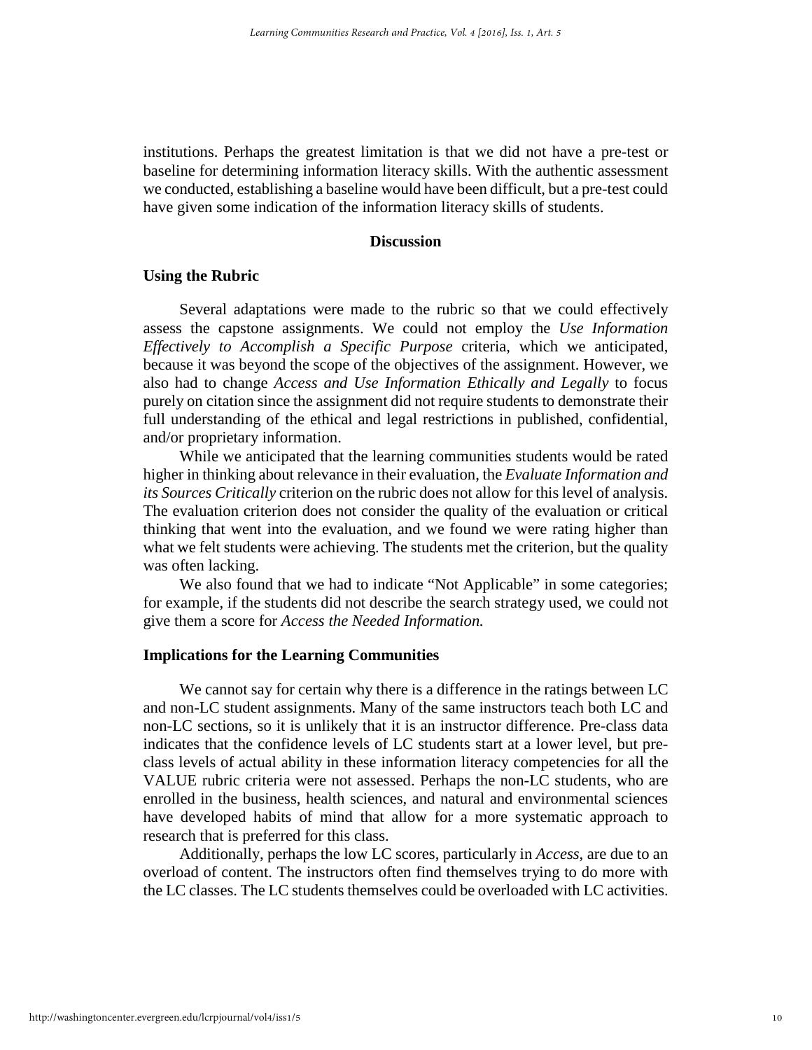institutions. Perhaps the greatest limitation is that we did not have a pre-test or baseline for determining information literacy skills. With the authentic assessment we conducted, establishing a baseline would have been difficult, but a pre-test could have given some indication of the information literacy skills of students.

## Discussion

### Using the Rubric

Several adaptations were made to the rubric so that we could effectively assess the capstone assignments. We could not employ the *Use Information Effectively to Accomplish a Specific Purpose* criteria, which we anticipated, because it was beyond the scope of the objectives of the assignment. However, we also had to change *Access and Use Information Ethically and Legally* to focus purely on citation since the assignment did not require students to demonstrate their full understanding of the ethical and legal restrictions in published, confidential, and/or proprietary information.

While we anticipated that the learning communities students would be rated higher in thinking about relevance in their evaluation, the *Evaluate Information and its Sources Critically* criterion on the rubric does not allow for this level of analysis. The evaluation criterion does not consider the quality of the evaluation or critical thinking that went into the evaluation, and we found we were rating higher than what we felt students were achieving. The students met the criterion, but the quality was often lacking.

We also found that we had to indicate "Not Applicable" in some categories; for example, if the students did not describe the search strategy used, we could not give them a score for *Access the Needed Information.*

### Implications for the Learning Communities

We cannot say for certain why there is a difference in the ratings between LC and non-LC student assignments. Many of the same instructors teach both LC and non-LC sections, so it is unlikely that it is an instructor difference. Pre-class data indicates that the confidence levels of LC students start at a lower level, but pre-class levels of actual ability in these information literacy competencies for all the VALUE rubric criteria were not assessed. Perhaps the non-LC students, who are enrolled in the business, health sciences, and natural and environmental sciences have developed habits of mind that allow for a more systematic approach to research that is preferred for this class.

Additionally, perhaps the low LC scores, particularly in *Access*, are due to an overload of content. The instructors often find themselves trying to do more with the LC classes. The LC students themselves could be overloaded with LC activities.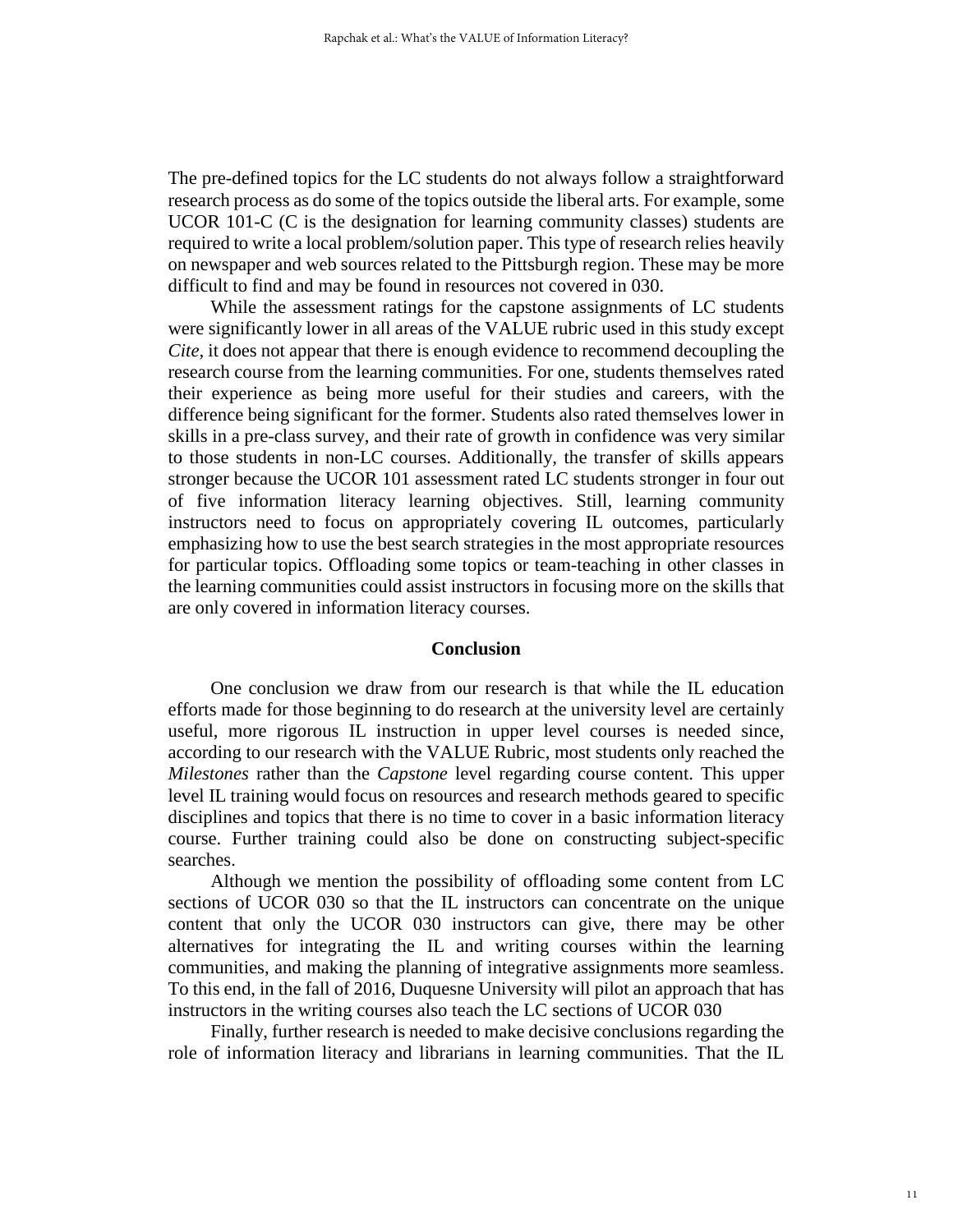The pre-defined topics for the LC students do not always follow a straightforward research process as do some of the topics outside the liberal arts. For example, some UCOR 101-C (C is the designation for learning community classes) students are required to write a local problem/solution paper. This type of research relies heavily on newspaper and web sources related to the Pittsburgh region. These may be more difficult to find and may be found in resources not covered in 030.

While the assessment ratings for the capstone assignments of LC students were significantly lower in all areas of the VALUE rubric used in this study except *Cite*, it does not appear that there is enough evidence to recommend decoupling the research course from the learning communities. For one, students themselves rated their experience as being more useful for their studies and careers, with the difference being significant for the former. Students also rated themselves lower in skills in a pre-class survey, and their rate of growth in confidence was very similar to those students in non-LC courses. Additionally, the transfer of skills appears stronger because the UCOR 101 assessment rated LC students stronger in four out of five information literacy learning objectives. Still, learning community instructors need to focus on appropriately covering IL outcomes, particularly emphasizing how to use the best search strategies in the most appropriate resources for particular topics. Offloading some topics or team-teaching in other classes in the learning communities could assist instructors in focusing more on the skills that are only covered in information literacy courses.

## Conclusion

One conclusion we draw from our research is that while the IL education efforts made for those beginning to do research at the university level are certainly useful, more rigorous IL instruction in upper level courses is needed since, according to our research with the VALUE Rubric, most students only reached the *Milestones* rather than the *Capstone* level regarding course content. This upper level IL training would focus on resources and research methods geared to specific disciplines and topics that there is no time to cover in a basic information literacy course. Further training could also be done on constructing subject-specific searches.

Although we mention the possibility of offloading some content from LC sections of UCOR 030 so that the IL instructors can concentrate on the unique content that only the UCOR 030 instructors can give, there may be other alternatives for integrating the IL and writing courses within the learning communities, and making the planning of integrative assignments more seamless. To this end, in the fall of 2016, Duquesne University will pilot an approach that has instructors in the writing courses also teach the LC sections of UCOR 030

Finally, further research is needed to make decisive conclusions regarding the role of information literacy and librarians in learning communities. That the IL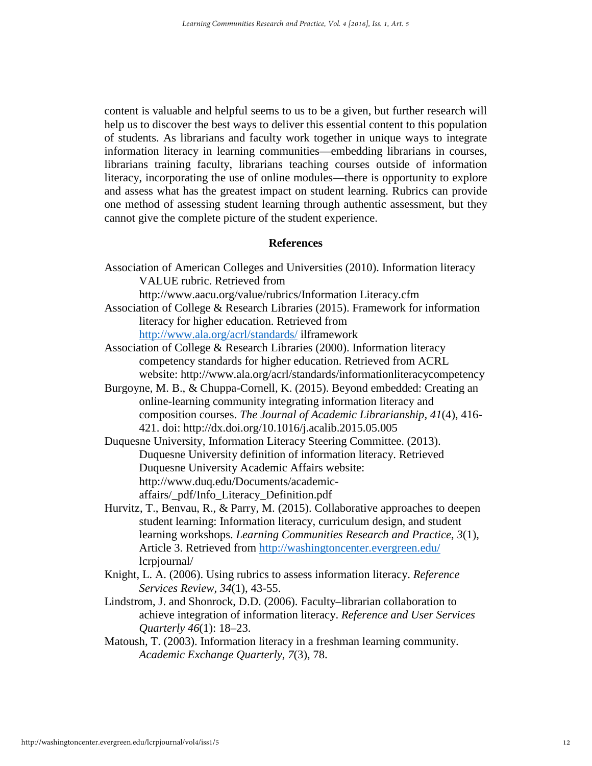content is valuable and helpful seems to us to be a given, but further research will help us to discover the best ways to deliver this essential content to this population of students. As librarians and faculty work together in unique ways to integrate information literacy in learning communities—embedding librarians in courses, librarians training faculty, librarians teaching courses outside of information literacy, incorporating the use of online modules—there is opportunity to explore and assess what has the greatest impact on student learning. Rubrics can provide one method of assessing student learning through authentic assessment, but they cannot give the complete picture of the student experience.

## References

Association of American Colleges and Universities (2010). Information literacy VALUE rubric. Retrieved from http://www.aacu.org/value/rubrics/Information Literacy.cfm

Association of College & Research Libraries (2015). Framework for information literacy for higher education. Retrieved from http://www.ala.org/acrl/standards/ ilframework

Association of College & Research Libraries (2000). Information literacy competency standards for higher education. Retrieved from ACRL website: http://www.ala.org/acrl/standards/informationliteracycompetency

Burgoyne, M. B., & Chuppa-Cornell, K. (2015). Beyond embedded: Creating an online-learning community integrating information literacy and composition courses. *The Journal of Academic Librarianship*, *41*(4), 416-421. doi: http://dx.doi.org/10.1016/j.acalib.2015.05.005

Duquesne University, Information Literacy Steering Committee. (2013). Duquesne University definition of information literacy. Retrieved Duquesne University Academic Affairs website: http://www.duq.edu/Documents/academic-affairs/_pdf/Info_Literacy_Definition.pdf

Hurvitz, T., Benvau, R., & Parry, M. (2015). Collaborative approaches to deepen student learning: Information literacy, curriculum design, and student learning workshops. *Learning Communities Research and Practice*, *3*(1), Article 3. Retrieved from http://washingtoncenter.evergreen.edu/ lcrpjournal/

Knight, L. A. (2006). Using rubrics to assess information literacy. *Reference Services Review*, *34*(1), 43-55.

Lindstrom, J. and Shonrock, D.D. (2006). Faculty–librarian collaboration to achieve integration of information literacy. *Reference and User Services Quarterly 46*(1): 18–23.

Matoush, T. (2003). Information literacy in a freshman learning community. *Academic Exchange Quarterly*, *7*(3), 78.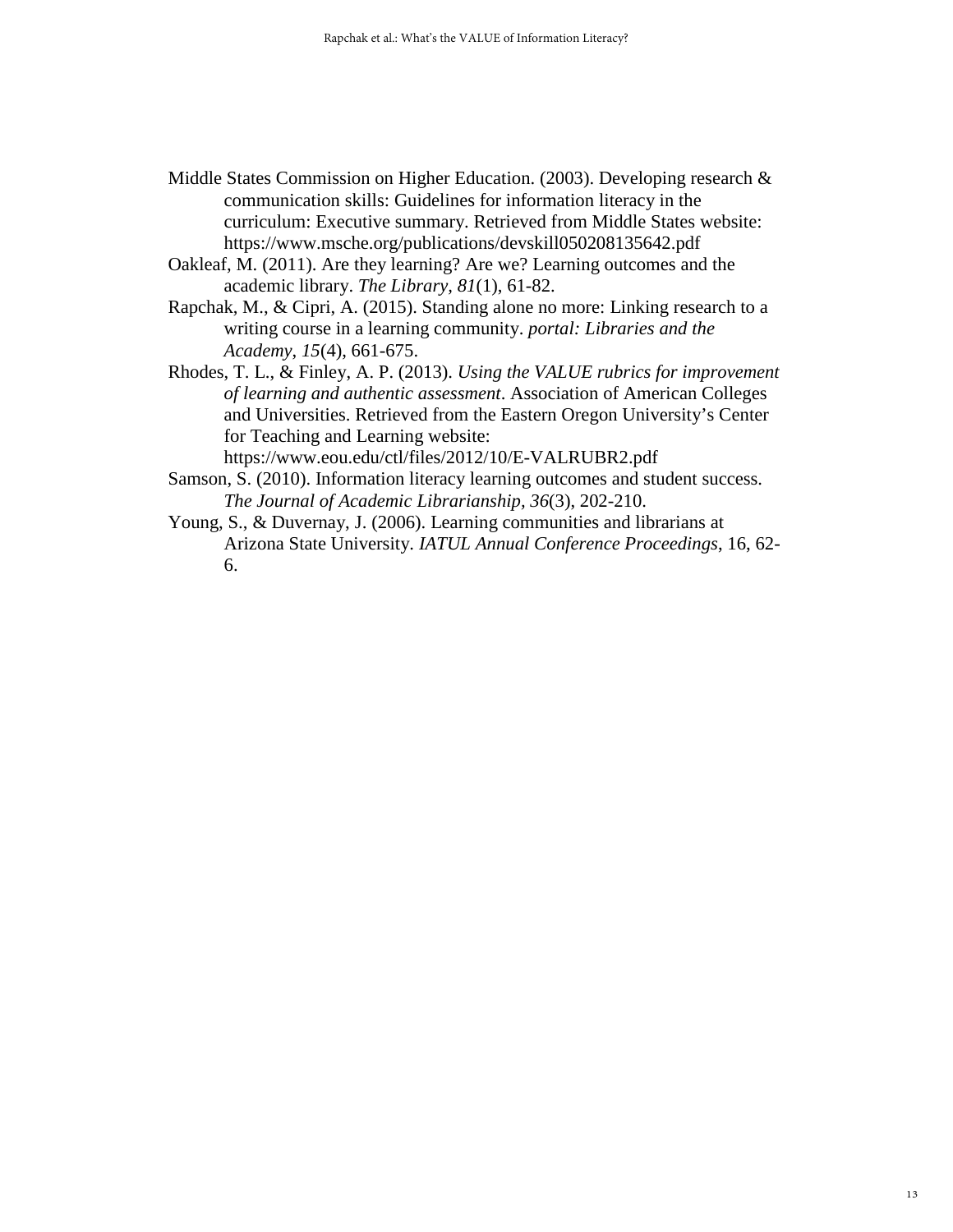Middle States Commission on Higher Education. (2003). Developing research & communication skills: Guidelines for information literacy in the curriculum: Executive summary. Retrieved from Middle States website: https://www.msche.org/publications/devskill050208135642.pdf

Oakleaf, M. (2011). Are they learning? Are we? Learning outcomes and the academic library. *The Library, 81*(1), 61-82.

Rapchak, M., & Cipri, A. (2015). Standing alone no more: Linking research to a writing course in a learning community. *portal: Libraries and the Academy, 15*(4), 661-675.

Rhodes, T. L., & Finley, A. P. (2013). *Using the VALUE rubrics for improvement of learning and authentic assessment*. Association of American Colleges and Universities. Retrieved from the Eastern Oregon University's Center for Teaching and Learning website: https://www.eou.edu/ctl/files/2012/10/E-VALRUBR2.pdf

Samson, S. (2010). Information literacy learning outcomes and student success. *The Journal of Academic Librarianship, 36*(3), 202-210.

Young, S., & Duvernay, J. (2006). Learning communities and librarians at Arizona State University. *IATUL Annual Conference Proceedings*, 16, 62-6.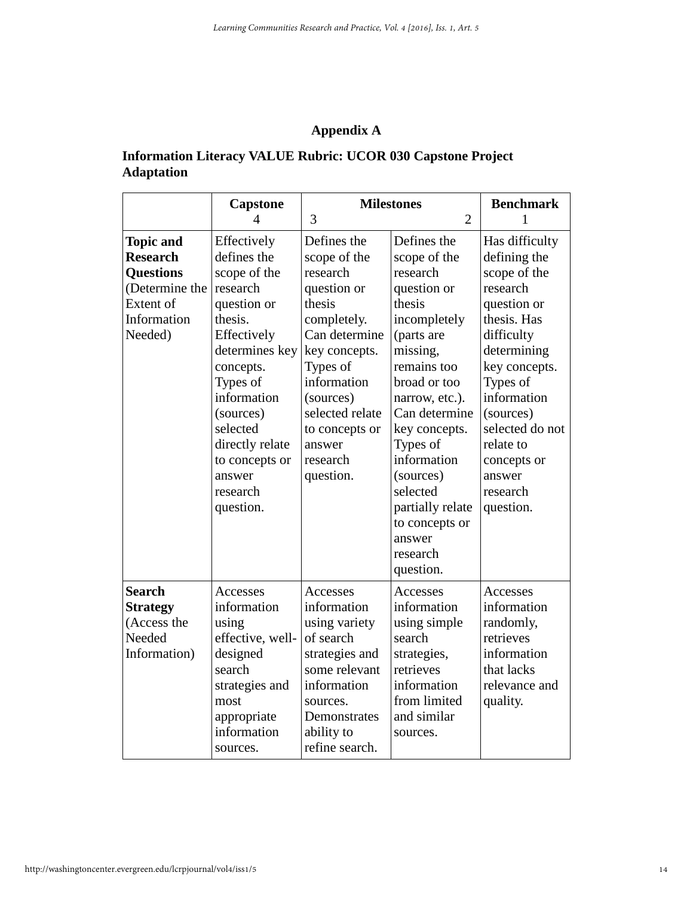## Appendix A

### Information Literacy VALUE Rubric: UCOR 030 Capstone Project Adaptation

| | Capstone 4 | Milestones 3 | 2 | Benchmark 1 |
|---|---|---|---|---|
| **Topic and Research Questions** (Determine the Extent of Information Needed) | Effectively defines the scope of the research question or thesis. Effectively determines key concepts. Types of information (sources) selected directly relate to concepts or answer research question. | Defines the scope of the research question or thesis completely. Can determine key concepts. Types of information (sources) selected relate to concepts or answer research question. | Defines the scope of the research question or thesis incompletely (parts are missing, remains too broad or too narrow, etc.). Can determine key concepts. Types of information (sources) selected partially relate to concepts or answer research question. | Has difficulty defining the scope of the research question or thesis. Has difficulty determining key concepts. Types of information (sources) selected do not relate to concepts or answer research question. |
| **Search Strategy** (Access the Needed Information) | Accesses information using effective, well-designed search strategies and most appropriate information sources. | Accesses information using variety of search strategies and some relevant information sources. Demonstrates ability to refine search. | Accesses information using simple search strategies, retrieves information from limited and similar sources. | Accesses information randomly, retrieves information that lacks relevance and quality. |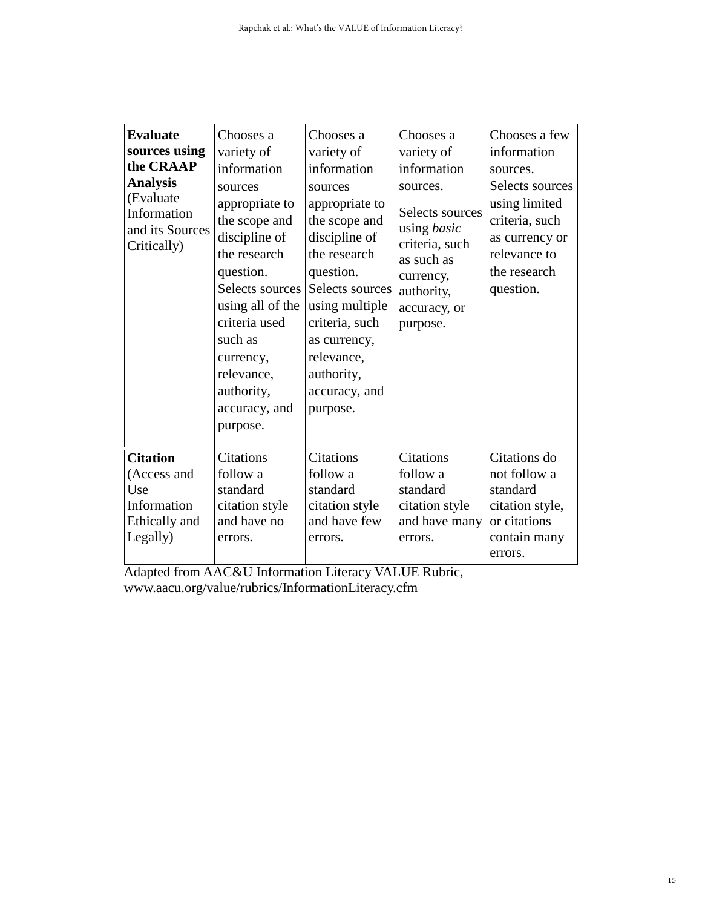| **Evaluate sources using the CRAAP Analysis** (Evaluate Information and its Sources Critically) | Chooses a variety of information sources appropriate to the scope and discipline of the research question. Selects sources using all of the criteria used such as currency, relevance, authority, accuracy, and purpose. | Chooses a variety of information sources appropriate to the scope and discipline of the research question. Selects sources using multiple criteria, such as currency, relevance, authority, accuracy, and purpose. | Chooses a variety of information sources. Selects sources using *basic* criteria, such as such as currency, authority, accuracy, or purpose. | Chooses a few information sources. Selects sources using limited criteria, such as currency or relevance to the research question. |
|---|---|---|---|---|
| **Citation** (Access and Use Information Ethically and Legally) | Citations follow a standard citation style and have no errors. | Citations follow a standard citation style and have few errors. | Citations follow a standard citation style and have many errors. | Citations do not follow a standard citation style, or citations contain many errors. |

Adapted from AAC&U Information Literacy VALUE Rubric, www.aacu.org/value/rubrics/InformationLiteracy.cfm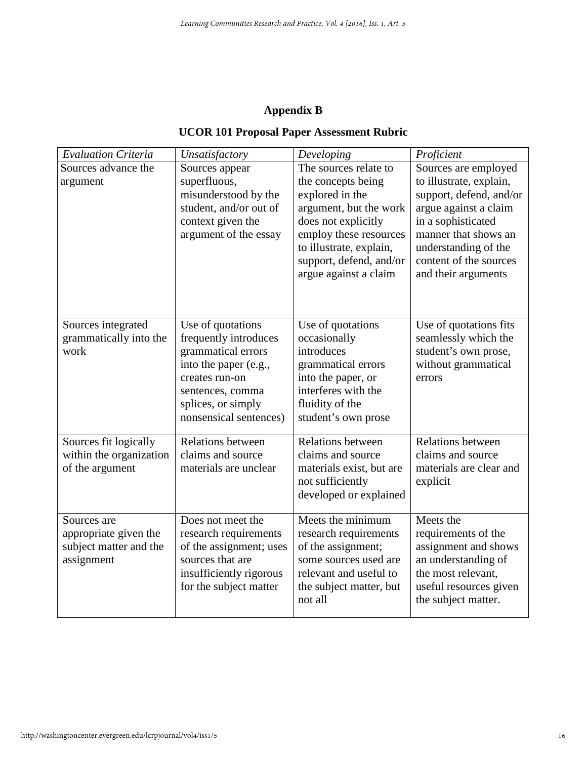## Appendix B

## UCOR 101 Proposal Paper Assessment Rubric

| *Evaluation Criteria* | *Unsatisfactory* | *Developing* | *Proficient* |
|---|---|---|---|
| Sources advance the argument | Sources appear superfluous, misunderstood by the student, and/or out of context given the argument of the essay | The sources relate to the concepts being explored in the argument, but the work does not explicitly employ these resources to illustrate, explain, support, defend, and/or argue against a claim | Sources are employed to illustrate, explain, support, defend, and/or argue against a claim in a sophisticated manner that shows an understanding of the content of the sources and their arguments |
| Sources integrated grammatically into the work | Use of quotations frequently introduces grammatical errors into the paper (e.g., creates run-on sentences, comma splices, or simply nonsensical sentences) | Use of quotations occasionally introduces grammatical errors into the paper, or interferes with the fluidity of the student's own prose | Use of quotations fits seamlessly which the student's own prose, without grammatical errors |
| Sources fit logically within the organization of the argument | Relations between claims and source materials are unclear | Relations between claims and source materials exist, but are not sufficiently developed or explained | Relations between claims and source materials are clear and explicit |
| Sources are appropriate given the subject matter and the assignment | Does not meet the research requirements of the assignment; uses sources that are insufficiently rigorous for the subject matter | Meets the minimum research requirements of the assignment; some sources used are relevant and useful to the subject matter, but not all | Meets the requirements of the assignment and shows an understanding of the most relevant, useful resources given the subject matter. |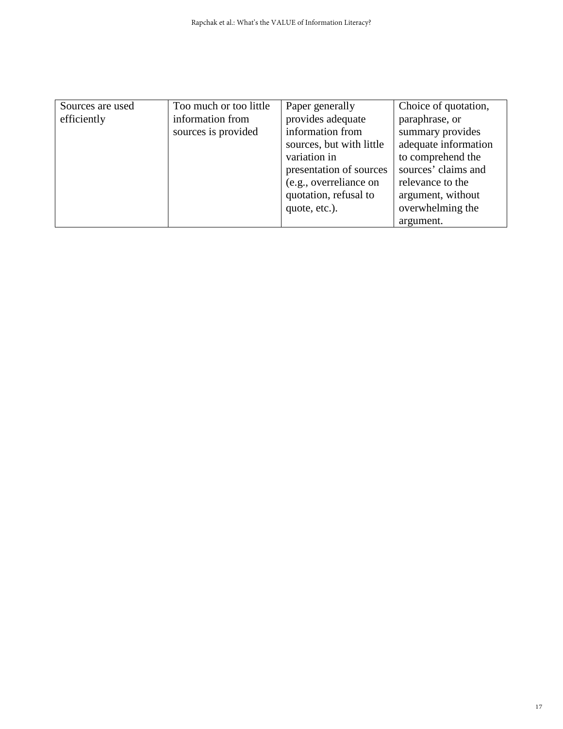| | | | |
|---|---|---|---|
| Sources are used efficiently | Too much or too little information from sources is provided | Paper generally provides adequate information from sources, but with little variation in presentation of sources (e.g., overreliance on quotation, refusal to quote, etc.). | Choice of quotation, paraphrase, or summary provides adequate information to comprehend the sources' claims and relevance to the argument, without overwhelming the argument. |